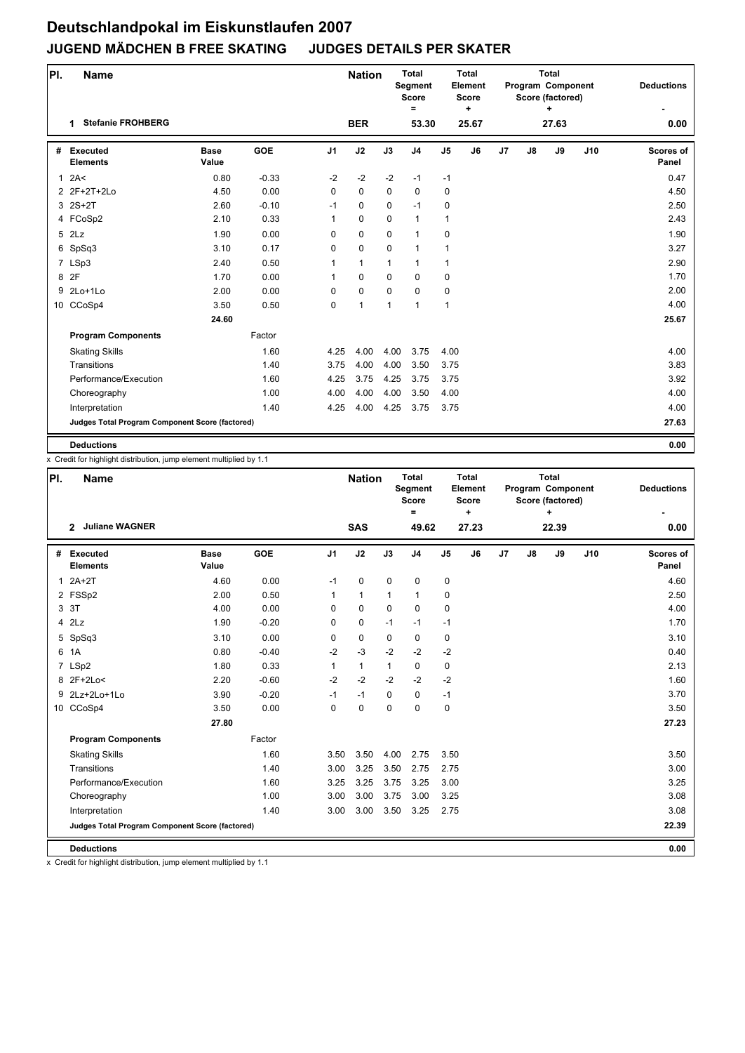# Deutschlandpokal im Eiskunstlaufen 2007

## JUGEND MÄDCHEN B FREE SKATING JUDGES DETAILS PER SKATER

| Pl. | Name | Nation | Total Segment Score = | Total Element Score + | Total Program Component Score (factored) + | Deductions - |
|---|---|---|---|---|---|---|
| 1 | Stefanie FROHBERG | BER | 53.30 | 25.67 | 27.63 | 0.00 |

| # | Executed Elements | Base Value | GOE | J1 | J2 | J3 | J4 | J5 | J6 | J7 | J8 | J9 | J10 | Scores of Panel |
|---|---|---|---|---|---|---|---|---|---|---|---|---|---|---|
| 1 | 2A< | 0.80 | -0.33 | -2 | -2 | -2 | -1 | -1 | | | | | | 0.47 |
| 2 | 2F+2T+2Lo | 4.50 | 0.00 | 0 | 0 | 0 | 0 | 0 | | | | | | 4.50 |
| 3 | 2S+2T | 2.60 | -0.10 | -1 | 0 | 0 | -1 | 0 | | | | | | 2.50 |
| 4 | FCoSp2 | 2.10 | 0.33 | 1 | 0 | 0 | 1 | 1 | | | | | | 2.43 |
| 5 | 2Lz | 1.90 | 0.00 | 0 | 0 | 0 | 1 | 0 | | | | | | 1.90 |
| 6 | SpSq3 | 3.10 | 0.17 | 0 | 0 | 0 | 1 | 1 | | | | | | 3.27 |
| 7 | LSp3 | 2.40 | 0.50 | 1 | 1 | 1 | 1 | 1 | | | | | | 2.90 |
| 8 | 2F | 1.70 | 0.00 | 1 | 0 | 0 | 0 | 0 | | | | | | 1.70 |
| 9 | 2Lo+1Lo | 2.00 | 0.00 | 0 | 0 | 0 | 0 | 0 | | | | | | 2.00 |
| 10 | CCoSp4 | 3.50 | 0.50 | 0 | 1 | 1 | 1 | 1 | | | | | | 4.00 |
| | | 24.60 | | | | | | | | | | | | 25.67 |
| | **Program Components** | | Factor | | | | | | | | | | | |
| | Skating Skills | | 1.60 | 4.25 | 4.00 | 4.00 | 3.75 | 4.00 | | | | | | 4.00 |
| | Transitions | | 1.40 | 3.75 | 4.00 | 4.00 | 3.50 | 3.75 | | | | | | 3.83 |
| | Performance/Execution | | 1.60 | 4.25 | 3.75 | 4.25 | 3.75 | 3.75 | | | | | | 3.92 |
| | Choreography | | 1.00 | 4.00 | 4.00 | 4.00 | 3.50 | 4.00 | | | | | | 4.00 |
| | Interpretation | | 1.40 | 4.25 | 4.00 | 4.25 | 3.75 | 3.75 | | | | | | 4.00 |
| | **Judges Total Program Component Score (factored)** | | | | | | | | | | | | | 27.63 |
| | **Deductions** | | | | | | | | | | | | | 0.00 |

x Credit for highlight distribution, jump element multiplied by 1.1

| Pl. | Name | Nation | Total Segment Score = | Total Element Score + | Total Program Component Score (factored) + | Deductions - |
|---|---|---|---|---|---|---|
| 2 | Juliane WAGNER | SAS | 49.62 | 27.23 | 22.39 | 0.00 |

| # | Executed Elements | Base Value | GOE | J1 | J2 | J3 | J4 | J5 | J6 | J7 | J8 | J9 | J10 | Scores of Panel |
|---|---|---|---|---|---|---|---|---|---|---|---|---|---|---|
| 1 | 2A+2T | 4.60 | 0.00 | -1 | 0 | 0 | 0 | 0 | | | | | | 4.60 |
| 2 | FSSp2 | 2.00 | 0.50 | 1 | 1 | 1 | 1 | 0 | | | | | | 2.50 |
| 3 | 3T | 4.00 | 0.00 | 0 | 0 | 0 | 0 | 0 | | | | | | 4.00 |
| 4 | 2Lz | 1.90 | -0.20 | 0 | 0 | -1 | -1 | -1 | | | | | | 1.70 |
| 5 | SpSq3 | 3.10 | 0.00 | 0 | 0 | 0 | 0 | 0 | | | | | | 3.10 |
| 6 | 1A | 0.80 | -0.40 | -2 | -3 | -2 | -2 | -2 | | | | | | 0.40 |
| 7 | LSp2 | 1.80 | 0.33 | 1 | 1 | 1 | 0 | 0 | | | | | | 2.13 |
| 8 | 2F+2Lo< | 2.20 | -0.60 | -2 | -2 | -2 | -2 | -2 | | | | | | 1.60 |
| 9 | 2Lz+2Lo+1Lo | 3.90 | -0.20 | -1 | -1 | 0 | 0 | -1 | | | | | | 3.70 |
| 10 | CCoSp4 | 3.50 | 0.00 | 0 | 0 | 0 | 0 | 0 | | | | | | 3.50 |
| | | 27.80 | | | | | | | | | | | | 27.23 |
| | **Program Components** | | Factor | | | | | | | | | | | |
| | Skating Skills | | 1.60 | 3.50 | 3.50 | 4.00 | 2.75 | 3.50 | | | | | | 3.50 |
| | Transitions | | 1.40 | 3.00 | 3.25 | 3.50 | 2.75 | 2.75 | | | | | | 3.00 |
| | Performance/Execution | | 1.60 | 3.25 | 3.25 | 3.75 | 3.25 | 3.00 | | | | | | 3.25 |
| | Choreography | | 1.00 | 3.00 | 3.00 | 3.75 | 3.00 | 3.25 | | | | | | 3.08 |
| | Interpretation | | 1.40 | 3.00 | 3.00 | 3.50 | 3.25 | 2.75 | | | | | | 3.08 |
| | **Judges Total Program Component Score (factored)** | | | | | | | | | | | | | 22.39 |
| | **Deductions** | | | | | | | | | | | | | 0.00 |

x Credit for highlight distribution, jump element multiplied by 1.1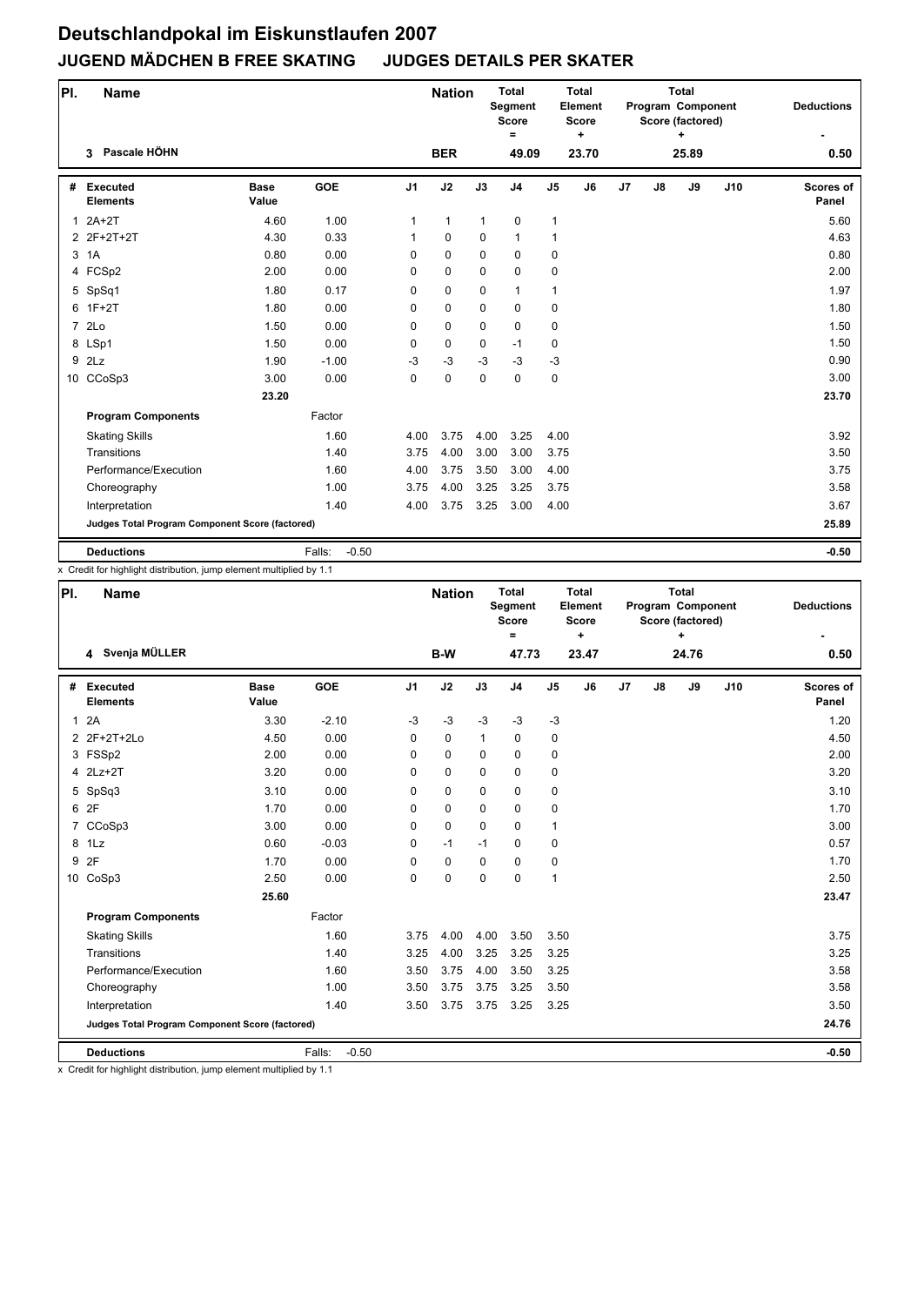# Deutschlandpokal im Eiskunstlaufen 2007

## JUGEND MÄDCHEN B FREE SKATING JUDGES DETAILS PER SKATER

| Pl. | Name | Nation | Total Segment Score = | Total Element Score + | Total Program Component Score (factored) + | Deductions - |
|---|---|---|---|---|---|---|
| 3 | Pascale HÖHN | BER | 49.09 | 23.70 | 25.89 | 0.50 |

| # | Executed Elements | Base Value | GOE | J1 | J2 | J3 | J4 | J5 | J6 | J7 | J8 | J9 | J10 | Scores of Panel |
|---|---|---|---|---|---|---|---|---|---|---|---|---|---|---|
| 1 | 2A+2T | 4.60 | 1.00 | 1 | 1 | 1 | 0 | 1 | | | | | | 5.60 |
| 2 | 2F+2T+2T | 4.30 | 0.33 | 1 | 0 | 0 | 1 | 1 | | | | | | 4.63 |
| 3 | 1A | 0.80 | 0.00 | 0 | 0 | 0 | 0 | 0 | | | | | | 0.80 |
| 4 | FCSp2 | 2.00 | 0.00 | 0 | 0 | 0 | 0 | 0 | | | | | | 2.00 |
| 5 | SpSq1 | 1.80 | 0.17 | 0 | 0 | 0 | 1 | 1 | | | | | | 1.97 |
| 6 | 1F+2T | 1.80 | 0.00 | 0 | 0 | 0 | 0 | 0 | | | | | | 1.80 |
| 7 | 2Lo | 1.50 | 0.00 | 0 | 0 | 0 | 0 | 0 | | | | | | 1.50 |
| 8 | LSp1 | 1.50 | 0.00 | 0 | 0 | 0 | -1 | 0 | | | | | | 1.50 |
| 9 | 2Lz | 1.90 | -1.00 | -3 | -3 | -3 | -3 | -3 | | | | | | 0.90 |
| 10 | CCoSp3 | 3.00 | 0.00 | 0 | 0 | 0 | 0 | 0 | | | | | | 3.00 |
| | | 23.20 | | | | | | | | | | | | 23.70 |
| | **Program Components** | | Factor | | | | | | | | | | | |
| | Skating Skills | | 1.60 | 4.00 | 3.75 | 4.00 | 3.25 | 4.00 | | | | | | 3.92 |
| | Transitions | | 1.40 | 3.75 | 4.00 | 3.00 | 3.00 | 3.75 | | | | | | 3.50 |
| | Performance/Execution | | 1.60 | 4.00 | 3.75 | 3.50 | 3.00 | 4.00 | | | | | | 3.75 |
| | Choreography | | 1.00 | 3.75 | 4.00 | 3.25 | 3.25 | 3.75 | | | | | | 3.58 |
| | Interpretation | | 1.40 | 4.00 | 3.75 | 3.25 | 3.00 | 4.00 | | | | | | 3.67 |
| | **Judges Total Program Component Score (factored)** | | | | | | | | | | | | | 25.89 |
| | **Deductions** | | Falls: -0.50 | | | | | | | | | | | -0.50 |

x Credit for highlight distribution, jump element multiplied by 1.1

| Pl. | Name | Nation | Total Segment Score = | Total Element Score + | Total Program Component Score (factored) + | Deductions - |
|---|---|---|---|---|---|---|
| 4 | Svenja MÜLLER | B-W | 47.73 | 23.47 | 24.76 | 0.50 |

| # | Executed Elements | Base Value | GOE | J1 | J2 | J3 | J4 | J5 | J6 | J7 | J8 | J9 | J10 | Scores of Panel |
|---|---|---|---|---|---|---|---|---|---|---|---|---|---|---|
| 1 | 2A | 3.30 | -2.10 | -3 | -3 | -3 | -3 | -3 | | | | | | 1.20 |
| 2 | 2F+2T+2Lo | 4.50 | 0.00 | 0 | 0 | 1 | 0 | 0 | | | | | | 4.50 |
| 3 | FSSp2 | 2.00 | 0.00 | 0 | 0 | 0 | 0 | 0 | | | | | | 2.00 |
| 4 | 2Lz+2T | 3.20 | 0.00 | 0 | 0 | 0 | 0 | 0 | | | | | | 3.20 |
| 5 | SpSq3 | 3.10 | 0.00 | 0 | 0 | 0 | 0 | 0 | | | | | | 3.10 |
| 6 | 2F | 1.70 | 0.00 | 0 | 0 | 0 | 0 | 0 | | | | | | 1.70 |
| 7 | CCoSp3 | 3.00 | 0.00 | 0 | 0 | 0 | 0 | 1 | | | | | | 3.00 |
| 8 | 1Lz | 0.60 | -0.03 | 0 | -1 | -1 | 0 | 0 | | | | | | 0.57 |
| 9 | 2F | 1.70 | 0.00 | 0 | 0 | 0 | 0 | 0 | | | | | | 1.70 |
| 10 | CoSp3 | 2.50 | 0.00 | 0 | 0 | 0 | 0 | 1 | | | | | | 2.50 |
| | | 25.60 | | | | | | | | | | | | 23.47 |
| | **Program Components** | | Factor | | | | | | | | | | | |
| | Skating Skills | | 1.60 | 3.75 | 4.00 | 4.00 | 3.50 | 3.50 | | | | | | 3.75 |
| | Transitions | | 1.40 | 3.25 | 4.00 | 3.25 | 3.25 | 3.25 | | | | | | 3.25 |
| | Performance/Execution | | 1.60 | 3.50 | 3.75 | 4.00 | 3.50 | 3.25 | | | | | | 3.58 |
| | Choreography | | 1.00 | 3.50 | 3.75 | 3.75 | 3.25 | 3.50 | | | | | | 3.58 |
| | Interpretation | | 1.40 | 3.50 | 3.75 | 3.75 | 3.25 | 3.25 | | | | | | 3.50 |
| | **Judges Total Program Component Score (factored)** | | | | | | | | | | | | | 24.76 |
| | **Deductions** | | Falls: -0.50 | | | | | | | | | | | -0.50 |

x Credit for highlight distribution, jump element multiplied by 1.1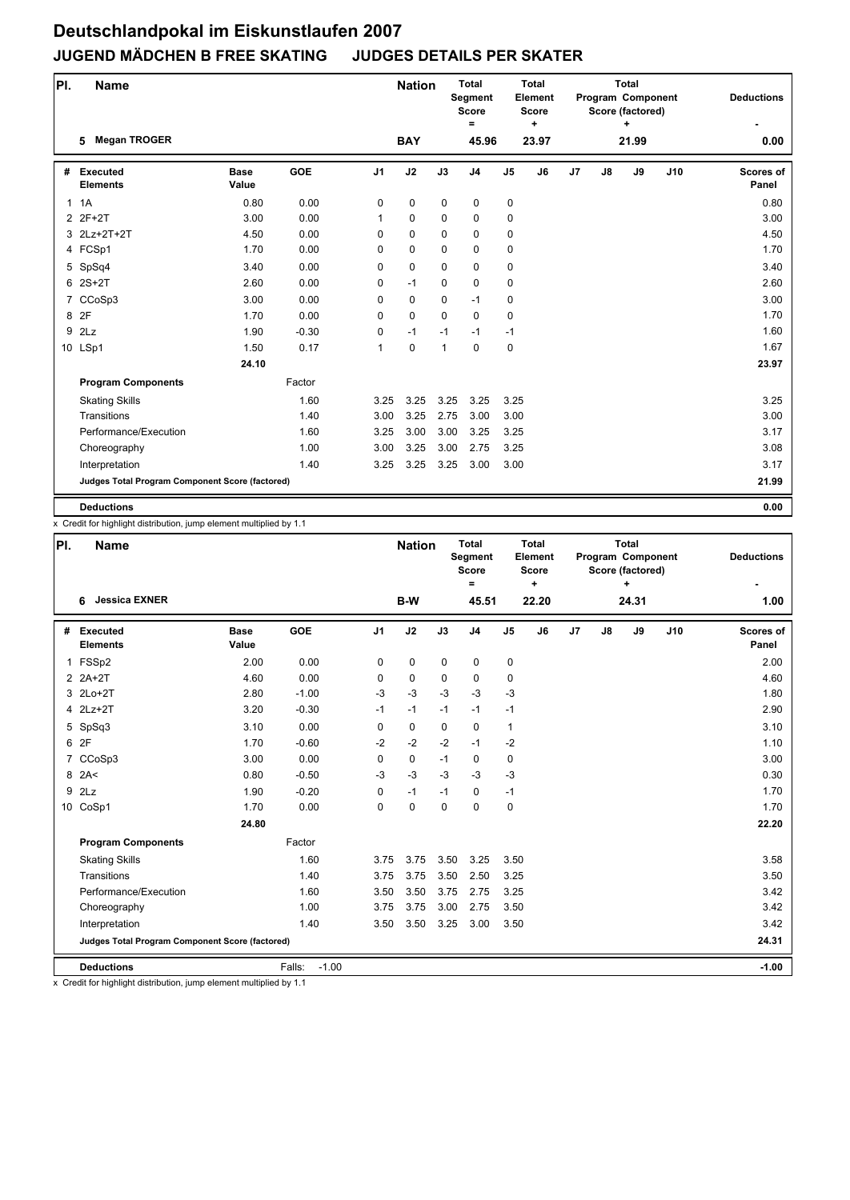# Deutschlandpokal im Eiskunstlaufen 2007

## JUGEND MÄDCHEN B FREE SKATING JUDGES DETAILS PER SKATER

| Pl. | Name | Nation | Total Segment Score = | Total Element Score + | Total Program Component Score (factored) + | Deductions - |
|---|---|---|---|---|---|---|
| 5 | Megan TROGER | BAY | 45.96 | 23.97 | 21.99 | 0.00 |

| # | Executed Elements | Base Value | GOE | J1 | J2 | J3 | J4 | J5 | J6 | J7 | J8 | J9 | J10 | Scores of Panel |
|---|---|---|---|---|---|---|---|---|---|---|---|---|---|---|
| 1 | 1A | 0.80 | 0.00 | 0 | 0 | 0 | 0 | 0 | | | | | | 0.80 |
| 2 | 2F+2T | 3.00 | 0.00 | 1 | 0 | 0 | 0 | 0 | | | | | | 3.00 |
| 3 | 2Lz+2T+2T | 4.50 | 0.00 | 0 | 0 | 0 | 0 | 0 | | | | | | 4.50 |
| 4 | FCSp1 | 1.70 | 0.00 | 0 | 0 | 0 | 0 | 0 | | | | | | 1.70 |
| 5 | SpSq4 | 3.40 | 0.00 | 0 | 0 | 0 | 0 | 0 | | | | | | 3.40 |
| 6 | 2S+2T | 2.60 | 0.00 | 0 | -1 | 0 | 0 | 0 | | | | | | 2.60 |
| 7 | CCoSp3 | 3.00 | 0.00 | 0 | 0 | 0 | -1 | 0 | | | | | | 3.00 |
| 8 | 2F | 1.70 | 0.00 | 0 | 0 | 0 | 0 | 0 | | | | | | 1.70 |
| 9 | 2Lz | 1.90 | -0.30 | 0 | -1 | -1 | -1 | -1 | | | | | | 1.60 |
| 10 | LSp1 | 1.50 | 0.17 | 1 | 0 | 1 | 0 | 0 | | | | | | 1.67 |
| | | 24.10 | | | | | | | | | | | | 23.97 |
| | **Program Components** | | Factor | | | | | | | | | | | |
| | Skating Skills | | 1.60 | 3.25 | 3.25 | 3.25 | 3.25 | 3.25 | | | | | | 3.25 |
| | Transitions | | 1.40 | 3.00 | 3.25 | 2.75 | 3.00 | 3.00 | | | | | | 3.00 |
| | Performance/Execution | | 1.60 | 3.25 | 3.00 | 3.00 | 3.25 | 3.25 | | | | | | 3.17 |
| | Choreography | | 1.00 | 3.00 | 3.25 | 3.00 | 2.75 | 3.25 | | | | | | 3.08 |
| | Interpretation | | 1.40 | 3.25 | 3.25 | 3.25 | 3.00 | 3.00 | | | | | | 3.17 |
| | **Judges Total Program Component Score (factored)** | | | | | | | | | | | | | 21.99 |
| | **Deductions** | | | | | | | | | | | | | 0.00 |

x Credit for highlight distribution, jump element multiplied by 1.1

| Pl. | Name | Nation | Total Segment Score = | Total Element Score + | Total Program Component Score (factored) + | Deductions - |
|---|---|---|---|---|---|---|
| 6 | Jessica EXNER | B-W | 45.51 | 22.20 | 24.31 | 1.00 |

| # | Executed Elements | Base Value | GOE | J1 | J2 | J3 | J4 | J5 | J6 | J7 | J8 | J9 | J10 | Scores of Panel |
|---|---|---|---|---|---|---|---|---|---|---|---|---|---|---|
| 1 | FSSp2 | 2.00 | 0.00 | 0 | 0 | 0 | 0 | 0 | | | | | | 2.00 |
| 2 | 2A+2T | 4.60 | 0.00 | 0 | 0 | 0 | 0 | 0 | | | | | | 4.60 |
| 3 | 2Lo+2T | 2.80 | -1.00 | -3 | -3 | -3 | -3 | -3 | | | | | | 1.80 |
| 4 | 2Lz+2T | 3.20 | -0.30 | -1 | -1 | -1 | -1 | -1 | | | | | | 2.90 |
| 5 | SpSq3 | 3.10 | 0.00 | 0 | 0 | 0 | 0 | 1 | | | | | | 3.10 |
| 6 | 2F | 1.70 | -0.60 | -2 | -2 | -2 | -1 | -2 | | | | | | 1.10 |
| 7 | CCoSp3 | 3.00 | 0.00 | 0 | 0 | -1 | 0 | 0 | | | | | | 3.00 |
| 8 | 2A< | 0.80 | -0.50 | -3 | -3 | -3 | -3 | -3 | | | | | | 0.30 |
| 9 | 2Lz | 1.90 | -0.20 | 0 | -1 | -1 | 0 | -1 | | | | | | 1.70 |
| 10 | CoSp1 | 1.70 | 0.00 | 0 | 0 | 0 | 0 | 0 | | | | | | 1.70 |
| | | 24.80 | | | | | | | | | | | | 22.20 |
| | **Program Components** | | Factor | | | | | | | | | | | |
| | Skating Skills | | 1.60 | 3.75 | 3.75 | 3.50 | 3.25 | 3.50 | | | | | | 3.58 |
| | Transitions | | 1.40 | 3.75 | 3.75 | 3.50 | 2.50 | 3.25 | | | | | | 3.50 |
| | Performance/Execution | | 1.60 | 3.50 | 3.50 | 3.75 | 2.75 | 3.25 | | | | | | 3.42 |
| | Choreography | | 1.00 | 3.75 | 3.75 | 3.00 | 2.75 | 3.50 | | | | | | 3.42 |
| | Interpretation | | 1.40 | 3.50 | 3.50 | 3.25 | 3.00 | 3.50 | | | | | | 3.42 |
| | **Judges Total Program Component Score (factored)** | | | | | | | | | | | | | 24.31 |
| | **Deductions** | | Falls: -1.00 | | | | | | | | | | | -1.00 |

x Credit for highlight distribution, jump element multiplied by 1.1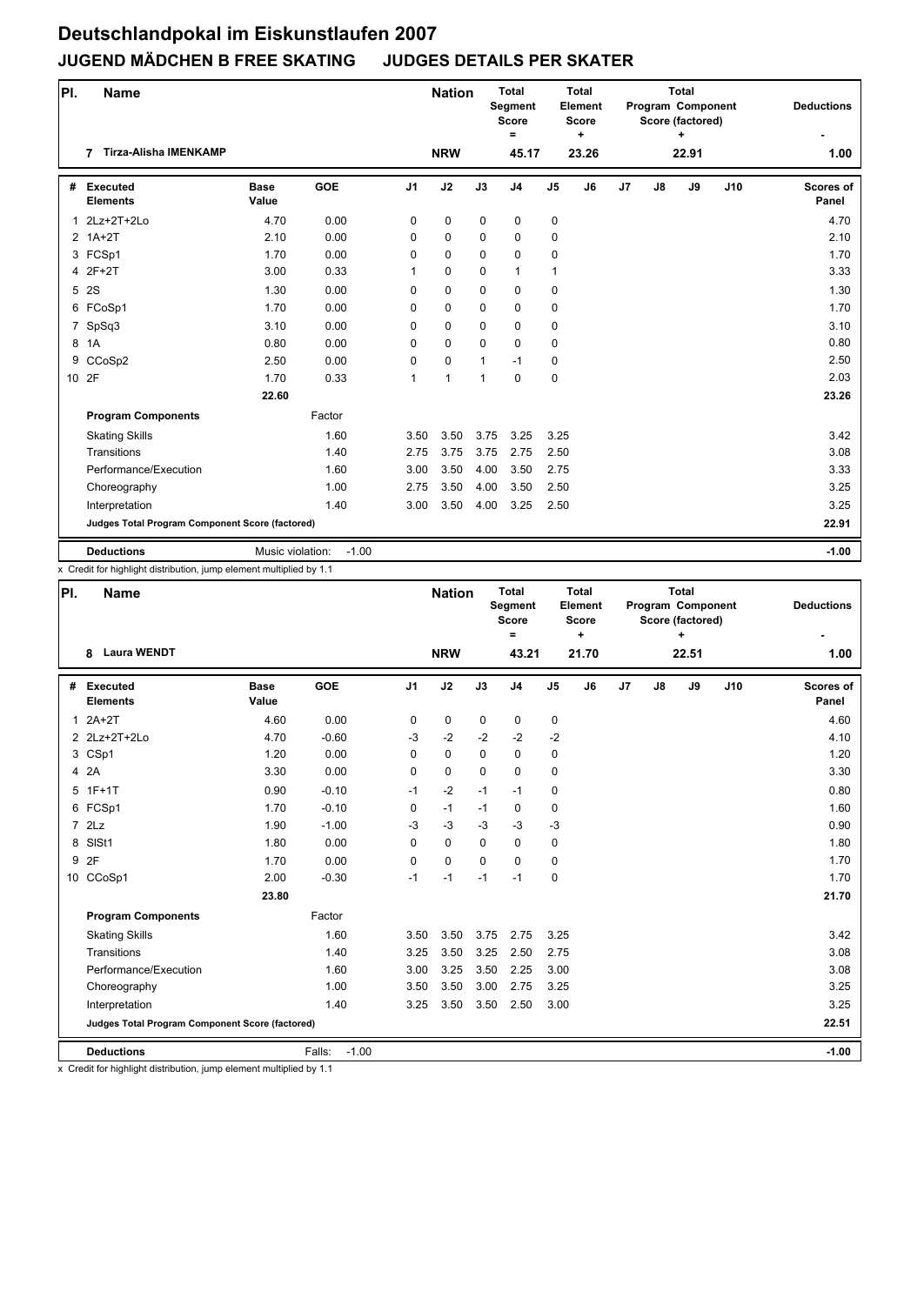# Deutschlandpokal im Eiskunstlaufen 2007

## JUGEND MÄDCHEN B FREE SKATING JUDGES DETAILS PER SKATER

| Pl. | Name | Nation | Total Segment Score = | Total Element Score + | Total Program Component Score (factored) + | Deductions - |
|---|---|---|---|---|---|---|
| 7 | Tirza-Alisha IMENKAMP | NRW | 45.17 | 23.26 | 22.91 | 1.00 |

| # | Executed Elements | Base Value | GOE | J1 | J2 | J3 | J4 | J5 | J6 | J7 | J8 | J9 | J10 | Scores of Panel |
|---|---|---|---|---|---|---|---|---|---|---|---|---|---|---|
| 1 | 2Lz+2T+2Lo | 4.70 | 0.00 | 0 | 0 | 0 | 0 | 0 | | | | | | 4.70 |
| 2 | 1A+2T | 2.10 | 0.00 | 0 | 0 | 0 | 0 | 0 | | | | | | 2.10 |
| 3 | FCSp1 | 1.70 | 0.00 | 0 | 0 | 0 | 0 | 0 | | | | | | 1.70 |
| 4 | 2F+2T | 3.00 | 0.33 | 1 | 0 | 0 | 1 | 1 | | | | | | 3.33 |
| 5 | 2S | 1.30 | 0.00 | 0 | 0 | 0 | 0 | 0 | | | | | | 1.30 |
| 6 | FCoSp1 | 1.70 | 0.00 | 0 | 0 | 0 | 0 | 0 | | | | | | 1.70 |
| 7 | SpSq3 | 3.10 | 0.00 | 0 | 0 | 0 | 0 | 0 | | | | | | 3.10 |
| 8 | 1A | 0.80 | 0.00 | 0 | 0 | 0 | 0 | 0 | | | | | | 0.80 |
| 9 | CCoSp2 | 2.50 | 0.00 | 0 | 0 | 1 | -1 | 0 | | | | | | 2.50 |
| 10 | 2F | 1.70 | 0.33 | 1 | 1 | 1 | 0 | 0 | | | | | | 2.03 |
| | | 22.60 | | | | | | | | | | | | 23.26 |
| | **Program Components** | | Factor | | | | | | | | | | | |
| | Skating Skills | | 1.60 | 3.50 | 3.50 | 3.75 | 3.25 | 3.25 | | | | | | 3.42 |
| | Transitions | | 1.40 | 2.75 | 3.75 | 3.75 | 2.75 | 2.50 | | | | | | 3.08 |
| | Performance/Execution | | 1.60 | 3.00 | 3.50 | 4.00 | 3.50 | 2.75 | | | | | | 3.33 |
| | Choreography | | 1.00 | 2.75 | 3.50 | 4.00 | 3.50 | 2.50 | | | | | | 3.25 |
| | Interpretation | | 1.40 | 3.00 | 3.50 | 4.00 | 3.25 | 2.50 | | | | | | 3.25 |
| | **Judges Total Program Component Score (factored)** | | | | | | | | | | | | | 22.91 |
| | **Deductions** | Music violation: | -1.00 | | | | | | | | | | | -1.00 |

x Credit for highlight distribution, jump element multiplied by 1.1

| Pl. | Name | Nation | Total Segment Score = | Total Element Score + | Total Program Component Score (factored) + | Deductions - |
|---|---|---|---|---|---|---|
| 8 | Laura WENDT | NRW | 43.21 | 21.70 | 22.51 | 1.00 |

| # | Executed Elements | Base Value | GOE | J1 | J2 | J3 | J4 | J5 | J6 | J7 | J8 | J9 | J10 | Scores of Panel |
|---|---|---|---|---|---|---|---|---|---|---|---|---|---|---|
| 1 | 2A+2T | 4.60 | 0.00 | 0 | 0 | 0 | 0 | 0 | | | | | | 4.60 |
| 2 | 2Lz+2T+2Lo | 4.70 | -0.60 | -3 | -2 | -2 | -2 | -2 | | | | | | 4.10 |
| 3 | CSp1 | 1.20 | 0.00 | 0 | 0 | 0 | 0 | 0 | | | | | | 1.20 |
| 4 | 2A | 3.30 | 0.00 | 0 | 0 | 0 | 0 | 0 | | | | | | 3.30 |
| 5 | 1F+1T | 0.90 | -0.10 | -1 | -2 | -1 | -1 | 0 | | | | | | 0.80 |
| 6 | FCSp1 | 1.70 | -0.10 | 0 | -1 | -1 | 0 | 0 | | | | | | 1.60 |
| 7 | 2Lz | 1.90 | -1.00 | -3 | -3 | -3 | -3 | -3 | | | | | | 0.90 |
| 8 | SlSt1 | 1.80 | 0.00 | 0 | 0 | 0 | 0 | 0 | | | | | | 1.80 |
| 9 | 2F | 1.70 | 0.00 | 0 | 0 | 0 | 0 | 0 | | | | | | 1.70 |
| 10 | CCoSp1 | 2.00 | -0.30 | -1 | -1 | -1 | -1 | 0 | | | | | | 1.70 |
| | | 23.80 | | | | | | | | | | | | 21.70 |
| | **Program Components** | | Factor | | | | | | | | | | | |
| | Skating Skills | | 1.60 | 3.50 | 3.50 | 3.75 | 2.75 | 3.25 | | | | | | 3.42 |
| | Transitions | | 1.40 | 3.25 | 3.50 | 3.25 | 2.50 | 2.75 | | | | | | 3.08 |
| | Performance/Execution | | 1.60 | 3.00 | 3.25 | 3.50 | 2.25 | 3.00 | | | | | | 3.08 |
| | Choreography | | 1.00 | 3.50 | 3.50 | 3.00 | 2.75 | 3.25 | | | | | | 3.25 |
| | Interpretation | | 1.40 | 3.25 | 3.50 | 3.50 | 2.50 | 3.00 | | | | | | 3.25 |
| | **Judges Total Program Component Score (factored)** | | | | | | | | | | | | | 22.51 |
| | **Deductions** | Falls: | -1.00 | | | | | | | | | | | -1.00 |

x Credit for highlight distribution, jump element multiplied by 1.1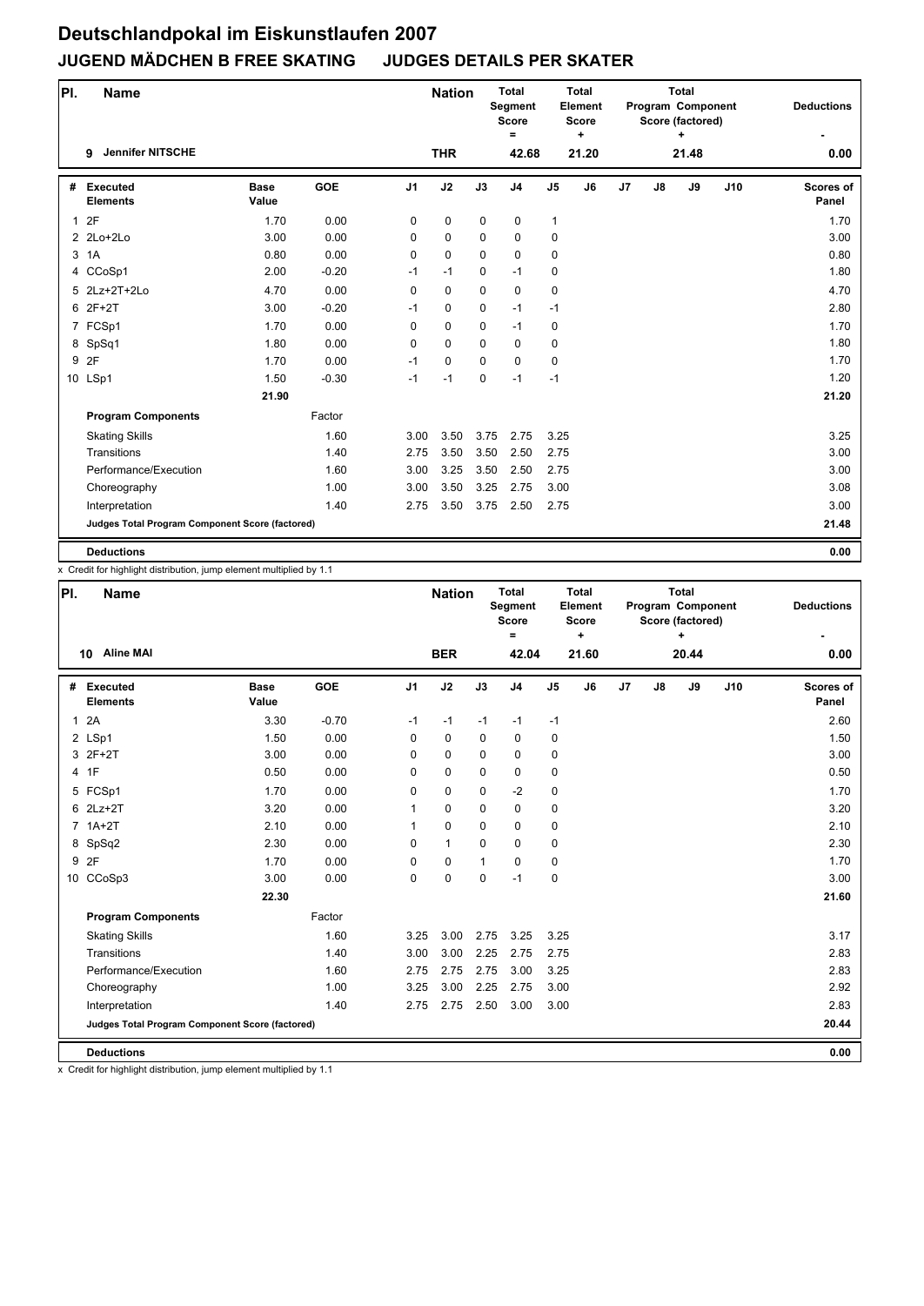# Deutschlandpokal im Eiskunstlaufen 2007

## JUGEND MÄDCHEN B FREE SKATING JUDGES DETAILS PER SKATER

| Pl. | Name | Nation | Total Segment Score = | Total Element Score + | Total Program Component Score (factored) + | Deductions - |
|---|---|---|---|---|---|---|
| 9 | Jennifer NITSCHE | THR | 42.68 | 21.20 | 21.48 | 0.00 |

| # | Executed Elements | Base Value | GOE | J1 | J2 | J3 | J4 | J5 | J6 | J7 | J8 | J9 | J10 | Scores of Panel |
|---|---|---|---|---|---|---|---|---|---|---|---|---|---|---|
| 1 | 2F | 1.70 | 0.00 | 0 | 0 | 0 | 0 | 1 | | | | | | 1.70 |
| 2 | 2Lo+2Lo | 3.00 | 0.00 | 0 | 0 | 0 | 0 | 0 | | | | | | 3.00 |
| 3 | 1A | 0.80 | 0.00 | 0 | 0 | 0 | 0 | 0 | | | | | | 0.80 |
| 4 | CCoSp1 | 2.00 | -0.20 | -1 | -1 | 0 | -1 | 0 | | | | | | 1.80 |
| 5 | 2Lz+2T+2Lo | 4.70 | 0.00 | 0 | 0 | 0 | 0 | 0 | | | | | | 4.70 |
| 6 | 2F+2T | 3.00 | -0.20 | -1 | 0 | 0 | -1 | -1 | | | | | | 2.80 |
| 7 | FCSp1 | 1.70 | 0.00 | 0 | 0 | 0 | -1 | 0 | | | | | | 1.70 |
| 8 | SpSq1 | 1.80 | 0.00 | 0 | 0 | 0 | 0 | 0 | | | | | | 1.80 |
| 9 | 2F | 1.70 | 0.00 | -1 | 0 | 0 | 0 | 0 | | | | | | 1.70 |
| 10 | LSp1 | 1.50 | -0.30 | -1 | -1 | 0 | -1 | -1 | | | | | | 1.20 |
| | | 21.90 | | | | | | | | | | | | 21.20 |
| | **Program Components** | | Factor | | | | | | | | | | | |
| | Skating Skills | | 1.60 | 3.00 | 3.50 | 3.75 | 2.75 | 3.25 | | | | | | 3.25 |
| | Transitions | | 1.40 | 2.75 | 3.50 | 3.50 | 2.50 | 2.75 | | | | | | 3.00 |
| | Performance/Execution | | 1.60 | 3.00 | 3.25 | 3.50 | 2.50 | 2.75 | | | | | | 3.00 |
| | Choreography | | 1.00 | 3.00 | 3.50 | 3.25 | 2.75 | 3.00 | | | | | | 3.08 |
| | Interpretation | | 1.40 | 2.75 | 3.50 | 3.75 | 2.50 | 2.75 | | | | | | 3.00 |
| | **Judges Total Program Component Score (factored)** | | | | | | | | | | | | | 21.48 |
| | **Deductions** | | | | | | | | | | | | | 0.00 |

x Credit for highlight distribution, jump element multiplied by 1.1

| Pl. | Name | Nation | Total Segment Score = | Total Element Score + | Total Program Component Score (factored) + | Deductions - |
|---|---|---|---|---|---|---|
| 10 | Aline MAI | BER | 42.04 | 21.60 | 20.44 | 0.00 |

| # | Executed Elements | Base Value | GOE | J1 | J2 | J3 | J4 | J5 | J6 | J7 | J8 | J9 | J10 | Scores of Panel |
|---|---|---|---|---|---|---|---|---|---|---|---|---|---|---|
| 1 | 2A | 3.30 | -0.70 | -1 | -1 | -1 | -1 | -1 | | | | | | 2.60 |
| 2 | LSp1 | 1.50 | 0.00 | 0 | 0 | 0 | 0 | 0 | | | | | | 1.50 |
| 3 | 2F+2T | 3.00 | 0.00 | 0 | 0 | 0 | 0 | 0 | | | | | | 3.00 |
| 4 | 1F | 0.50 | 0.00 | 0 | 0 | 0 | 0 | 0 | | | | | | 0.50 |
| 5 | FCSp1 | 1.70 | 0.00 | 0 | 0 | 0 | -2 | 0 | | | | | | 1.70 |
| 6 | 2Lz+2T | 3.20 | 0.00 | 1 | 0 | 0 | 0 | 0 | | | | | | 3.20 |
| 7 | 1A+2T | 2.10 | 0.00 | 1 | 0 | 0 | 0 | 0 | | | | | | 2.10 |
| 8 | SpSq2 | 2.30 | 0.00 | 0 | 1 | 0 | 0 | 0 | | | | | | 2.30 |
| 9 | 2F | 1.70 | 0.00 | 0 | 0 | 1 | 0 | 0 | | | | | | 1.70 |
| 10 | CCoSp3 | 3.00 | 0.00 | 0 | 0 | 0 | -1 | 0 | | | | | | 3.00 |
| | | 22.30 | | | | | | | | | | | | 21.60 |
| | **Program Components** | | Factor | | | | | | | | | | | |
| | Skating Skills | | 1.60 | 3.25 | 3.00 | 2.75 | 3.25 | 3.25 | | | | | | 3.17 |
| | Transitions | | 1.40 | 3.00 | 3.00 | 2.25 | 2.75 | 2.75 | | | | | | 2.83 |
| | Performance/Execution | | 1.60 | 2.75 | 2.75 | 2.75 | 3.00 | 3.25 | | | | | | 2.83 |
| | Choreography | | 1.00 | 3.25 | 3.00 | 2.25 | 2.75 | 3.00 | | | | | | 2.92 |
| | Interpretation | | 1.40 | 2.75 | 2.75 | 2.50 | 3.00 | 3.00 | | | | | | 2.83 |
| | **Judges Total Program Component Score (factored)** | | | | | | | | | | | | | 20.44 |
| | **Deductions** | | | | | | | | | | | | | 0.00 |

x Credit for highlight distribution, jump element multiplied by 1.1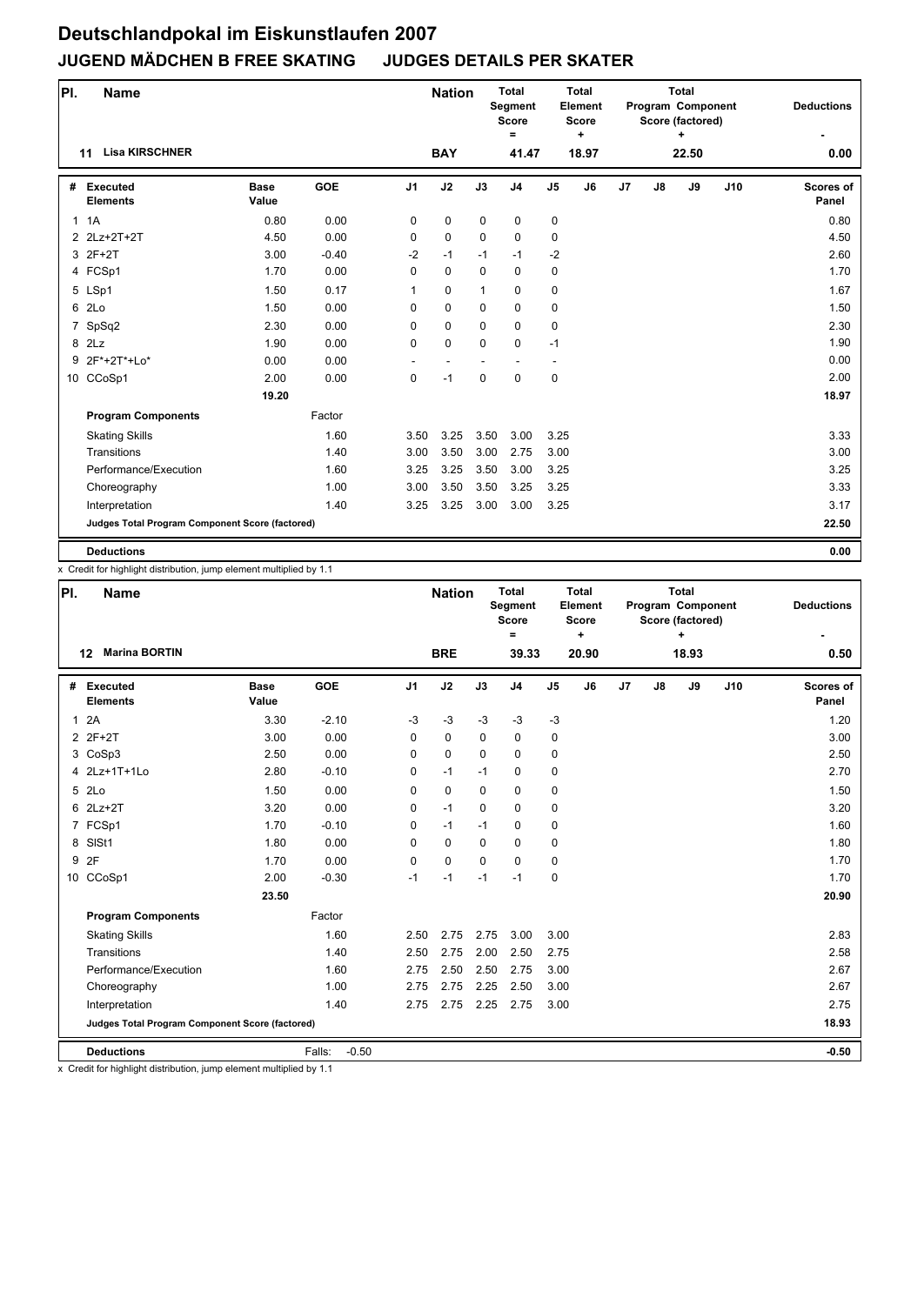# Deutschlandpokal im Eiskunstlaufen 2007

## JUGEND MÄDCHEN B FREE SKATING JUDGES DETAILS PER SKATER

| Pl. | Name | Nation | Total Segment Score = | Total Element Score + | Total Program Component Score (factored) + | Deductions - |
|---|---|---|---|---|---|---|
| 11 | Lisa KIRSCHNER | BAY | 41.47 | 18.97 | 22.50 | 0.00 |

| # | Executed Elements | Base Value | GOE | J1 | J2 | J3 | J4 | J5 | J6 | J7 | J8 | J9 | J10 | Scores of Panel |
|---|---|---|---|---|---|---|---|---|---|---|---|---|---|---|
| 1 | 1A | 0.80 | 0.00 | 0 | 0 | 0 | 0 | 0 | | | | | | 0.80 |
| 2 | 2Lz+2T+2T | 4.50 | 0.00 | 0 | 0 | 0 | 0 | 0 | | | | | | 4.50 |
| 3 | 2F+2T | 3.00 | -0.40 | -2 | -1 | -1 | -1 | -2 | | | | | | 2.60 |
| 4 | FCSp1 | 1.70 | 0.00 | 0 | 0 | 0 | 0 | 0 | | | | | | 1.70 |
| 5 | LSp1 | 1.50 | 0.17 | 1 | 0 | 1 | 0 | 0 | | | | | | 1.67 |
| 6 | 2Lo | 1.50 | 0.00 | 0 | 0 | 0 | 0 | 0 | | | | | | 1.50 |
| 7 | SpSq2 | 2.30 | 0.00 | 0 | 0 | 0 | 0 | 0 | | | | | | 2.30 |
| 8 | 2Lz | 1.90 | 0.00 | 0 | 0 | 0 | 0 | -1 | | | | | | 1.90 |
| 9 | 2F*+2T*+Lo* | 0.00 | 0.00 | - | - | - | - | - | | | | | | 0.00 |
| 10 | CCoSp1 | 2.00 | 0.00 | 0 | -1 | 0 | 0 | 0 | | | | | | 2.00 |
| | | 19.20 | | | | | | | | | | | | 18.97 |
| | **Program Components** | | Factor | | | | | | | | | | | |
| | Skating Skills | | 1.60 | 3.50 | 3.25 | 3.50 | 3.00 | 3.25 | | | | | | 3.33 |
| | Transitions | | 1.40 | 3.00 | 3.50 | 3.00 | 2.75 | 3.00 | | | | | | 3.00 |
| | Performance/Execution | | 1.60 | 3.25 | 3.25 | 3.50 | 3.00 | 3.25 | | | | | | 3.25 |
| | Choreography | | 1.00 | 3.00 | 3.50 | 3.50 | 3.25 | 3.25 | | | | | | 3.33 |
| | Interpretation | | 1.40 | 3.25 | 3.25 | 3.00 | 3.00 | 3.25 | | | | | | 3.17 |
| | **Judges Total Program Component Score (factored)** | | | | | | | | | | | | | 22.50 |
| | **Deductions** | | | | | | | | | | | | | 0.00 |

x Credit for highlight distribution, jump element multiplied by 1.1

| Pl. | Name | Nation | Total Segment Score = | Total Element Score + | Total Program Component Score (factored) + | Deductions - |
|---|---|---|---|---|---|---|
| 12 | Marina BORTIN | BRE | 39.33 | 20.90 | 18.93 | 0.50 |

| # | Executed Elements | Base Value | GOE | J1 | J2 | J3 | J4 | J5 | J6 | J7 | J8 | J9 | J10 | Scores of Panel |
|---|---|---|---|---|---|---|---|---|---|---|---|---|---|---|
| 1 | 2A | 3.30 | -2.10 | -3 | -3 | -3 | -3 | -3 | | | | | | 1.20 |
| 2 | 2F+2T | 3.00 | 0.00 | 0 | 0 | 0 | 0 | 0 | | | | | | 3.00 |
| 3 | CoSp3 | 2.50 | 0.00 | 0 | 0 | 0 | 0 | 0 | | | | | | 2.50 |
| 4 | 2Lz+1T+1Lo | 2.80 | -0.10 | 0 | -1 | -1 | 0 | 0 | | | | | | 2.70 |
| 5 | 2Lo | 1.50 | 0.00 | 0 | 0 | 0 | 0 | 0 | | | | | | 1.50 |
| 6 | 2Lz+2T | 3.20 | 0.00 | 0 | -1 | 0 | 0 | 0 | | | | | | 3.20 |
| 7 | FCSp1 | 1.70 | -0.10 | 0 | -1 | -1 | 0 | 0 | | | | | | 1.60 |
| 8 | SlSt1 | 1.80 | 0.00 | 0 | 0 | 0 | 0 | 0 | | | | | | 1.80 |
| 9 | 2F | 1.70 | 0.00 | 0 | 0 | 0 | 0 | 0 | | | | | | 1.70 |
| 10 | CCoSp1 | 2.00 | -0.30 | -1 | -1 | -1 | -1 | 0 | | | | | | 1.70 |
| | | 23.50 | | | | | | | | | | | | 20.90 |
| | **Program Components** | | Factor | | | | | | | | | | | |
| | Skating Skills | | 1.60 | 2.50 | 2.75 | 2.75 | 3.00 | 3.00 | | | | | | 2.83 |
| | Transitions | | 1.40 | 2.50 | 2.75 | 2.00 | 2.50 | 2.75 | | | | | | 2.58 |
| | Performance/Execution | | 1.60 | 2.75 | 2.50 | 2.50 | 2.75 | 3.00 | | | | | | 2.67 |
| | Choreography | | 1.00 | 2.75 | 2.75 | 2.25 | 2.50 | 3.00 | | | | | | 2.67 |
| | Interpretation | | 1.40 | 2.75 | 2.75 | 2.25 | 2.75 | 3.00 | | | | | | 2.75 |
| | **Judges Total Program Component Score (factored)** | | | | | | | | | | | | | 18.93 |
| | **Deductions** | | Falls: -0.50 | | | | | | | | | | | -0.50 |

x Credit for highlight distribution, jump element multiplied by 1.1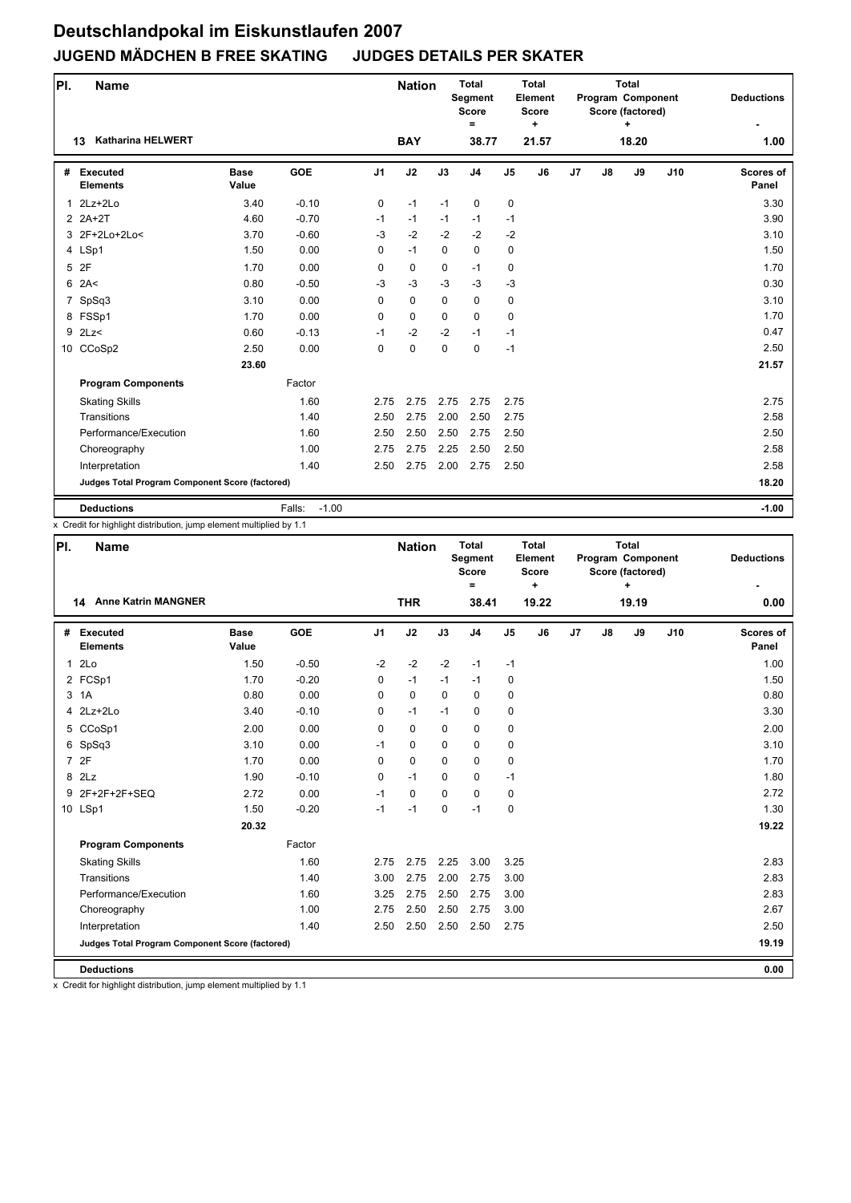# Deutschlandpokal im Eiskunstlaufen 2007

## JUGEND MÄDCHEN B FREE SKATING JUDGES DETAILS PER SKATER

| Pl. | Name | Nation | Total Segment Score = | Total Element Score + | Total Program Component Score (factored) + | Deductions - |
|---|---|---|---|---|---|---|
| 13 | Katharina HELWERT | BAY | 38.77 | 21.57 | 18.20 | 1.00 |

| # | Executed Elements | Base Value | GOE | J1 | J2 | J3 | J4 | J5 | J6 | J7 | J8 | J9 | J10 | Scores of Panel |
|---|---|---|---|---|---|---|---|---|---|---|---|---|---|---|
| 1 | 2Lz+2Lo | 3.40 | -0.10 | 0 | -1 | -1 | 0 | 0 | | | | | | 3.30 |
| 2 | 2A+2T | 4.60 | -0.70 | -1 | -1 | -1 | -1 | -1 | | | | | | 3.90 |
| 3 | 2F+2Lo+2Lo< | 3.70 | -0.60 | -3 | -2 | -2 | -2 | -2 | | | | | | 3.10 |
| 4 | LSp1 | 1.50 | 0.00 | 0 | -1 | 0 | 0 | 0 | | | | | | 1.50 |
| 5 | 2F | 1.70 | 0.00 | 0 | 0 | 0 | -1 | 0 | | | | | | 1.70 |
| 6 | 2A< | 0.80 | -0.50 | -3 | -3 | -3 | -3 | -3 | | | | | | 0.30 |
| 7 | SpSq3 | 3.10 | 0.00 | 0 | 0 | 0 | 0 | 0 | | | | | | 3.10 |
| 8 | FSSp1 | 1.70 | 0.00 | 0 | 0 | 0 | 0 | 0 | | | | | | 1.70 |
| 9 | 2Lz< | 0.60 | -0.13 | -1 | -2 | -2 | -1 | -1 | | | | | | 0.47 |
| 10 | CCoSp2 | 2.50 | 0.00 | 0 | 0 | 0 | 0 | -1 | | | | | | 2.50 |
| | | 23.60 | | | | | | | | | | | | 21.57 |
| | **Program Components** | | Factor | | | | | | | | | | | |
| | Skating Skills | | 1.60 | 2.75 | 2.75 | 2.75 | 2.75 | 2.75 | | | | | | 2.75 |
| | Transitions | | 1.40 | 2.50 | 2.75 | 2.00 | 2.50 | 2.75 | | | | | | 2.58 |
| | Performance/Execution | | 1.60 | 2.50 | 2.50 | 2.50 | 2.75 | 2.50 | | | | | | 2.50 |
| | Choreography | | 1.00 | 2.75 | 2.75 | 2.25 | 2.50 | 2.50 | | | | | | 2.58 |
| | Interpretation | | 1.40 | 2.50 | 2.75 | 2.00 | 2.75 | 2.50 | | | | | | 2.58 |
| | **Judges Total Program Component Score (factored)** | | | | | | | | | | | | | 18.20 |
| | **Deductions** | | Falls: -1.00 | | | | | | | | | | | -1.00 |

x Credit for highlight distribution, jump element multiplied by 1.1

| Pl. | Name | Nation | Total Segment Score = | Total Element Score + | Total Program Component Score (factored) + | Deductions - |
|---|---|---|---|---|---|---|
| 14 | Anne Katrin MANGNER | THR | 38.41 | 19.22 | 19.19 | 0.00 |

| # | Executed Elements | Base Value | GOE | J1 | J2 | J3 | J4 | J5 | J6 | J7 | J8 | J9 | J10 | Scores of Panel |
|---|---|---|---|---|---|---|---|---|---|---|---|---|---|---|
| 1 | 2Lo | 1.50 | -0.50 | -2 | -2 | -2 | -1 | -1 | | | | | | 1.00 |
| 2 | FCSp1 | 1.70 | -0.20 | 0 | -1 | -1 | -1 | 0 | | | | | | 1.50 |
| 3 | 1A | 0.80 | 0.00 | 0 | 0 | 0 | 0 | 0 | | | | | | 0.80 |
| 4 | 2Lz+2Lo | 3.40 | -0.10 | 0 | -1 | -1 | 0 | 0 | | | | | | 3.30 |
| 5 | CCoSp1 | 2.00 | 0.00 | 0 | 0 | 0 | 0 | 0 | | | | | | 2.00 |
| 6 | SpSq3 | 3.10 | 0.00 | -1 | 0 | 0 | 0 | 0 | | | | | | 3.10 |
| 7 | 2F | 1.70 | 0.00 | 0 | 0 | 0 | 0 | 0 | | | | | | 1.70 |
| 8 | 2Lz | 1.90 | -0.10 | 0 | -1 | 0 | 0 | -1 | | | | | | 1.80 |
| 9 | 2F+2F+2F+SEQ | 2.72 | 0.00 | -1 | 0 | 0 | 0 | 0 | | | | | | 2.72 |
| 10 | LSp1 | 1.50 | -0.20 | -1 | -1 | 0 | -1 | 0 | | | | | | 1.30 |
| | | 20.32 | | | | | | | | | | | | 19.22 |
| | **Program Components** | | Factor | | | | | | | | | | | |
| | Skating Skills | | 1.60 | 2.75 | 2.75 | 2.25 | 3.00 | 3.25 | | | | | | 2.83 |
| | Transitions | | 1.40 | 3.00 | 2.75 | 2.00 | 2.75 | 3.00 | | | | | | 2.83 |
| | Performance/Execution | | 1.60 | 3.25 | 2.75 | 2.50 | 2.75 | 3.00 | | | | | | 2.83 |
| | Choreography | | 1.00 | 2.75 | 2.50 | 2.50 | 2.75 | 3.00 | | | | | | 2.67 |
| | Interpretation | | 1.40 | 2.50 | 2.50 | 2.50 | 2.50 | 2.75 | | | | | | 2.50 |
| | **Judges Total Program Component Score (factored)** | | | | | | | | | | | | | 19.19 |
| | **Deductions** | | | | | | | | | | | | | 0.00 |

x Credit for highlight distribution, jump element multiplied by 1.1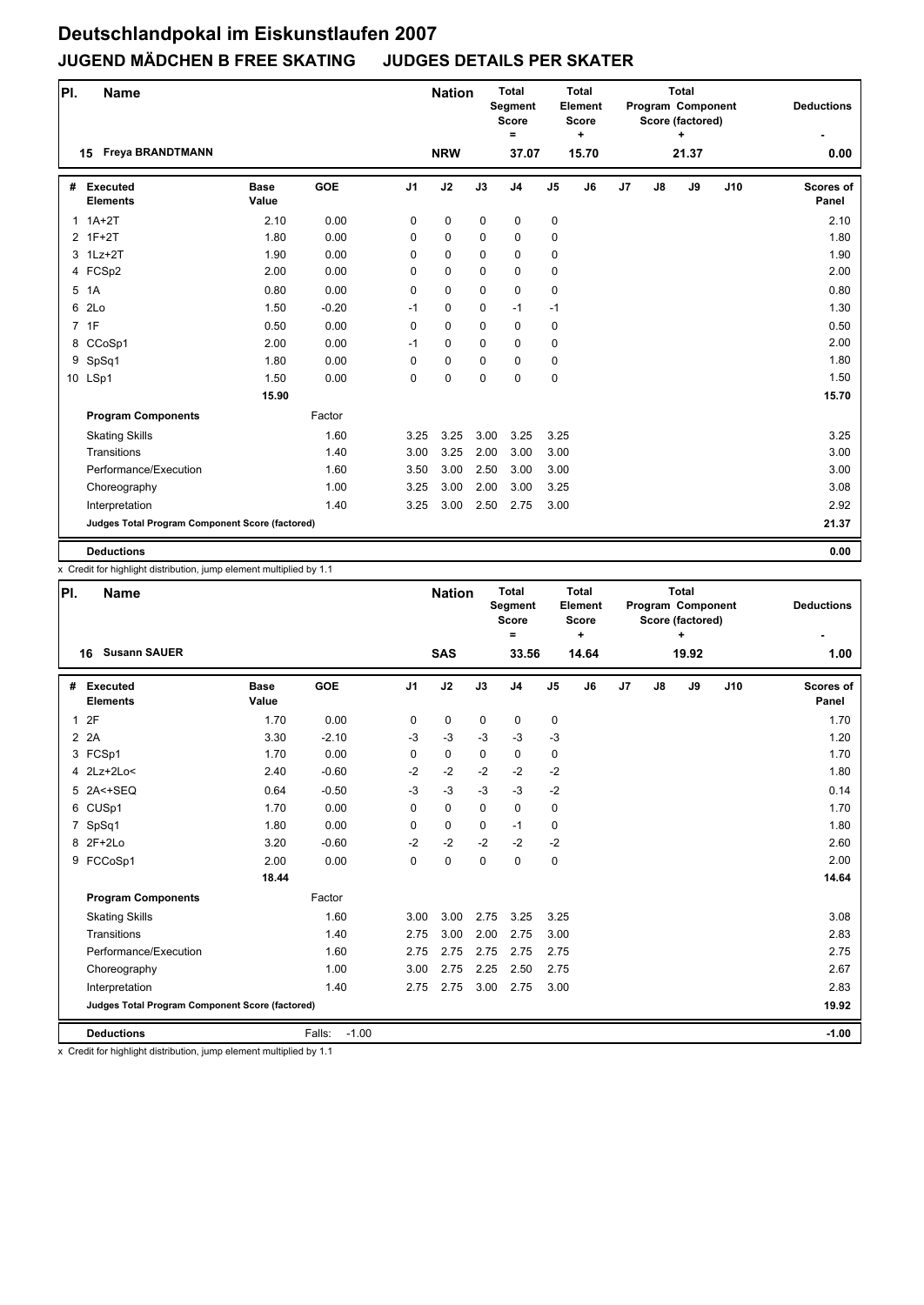# Deutschlandpokal im Eiskunstlaufen 2007

## JUGEND MÄDCHEN B FREE SKATING JUDGES DETAILS PER SKATER

| Pl. | Name | Nation | Total Segment Score = | Total Element Score + | Total Program Component Score (factored) + | Deductions - |
|---|---|---|---|---|---|---|
| 15 | Freya BRANDTMANN | NRW | 37.07 | 15.70 | 21.37 | 0.00 |

| # | Executed Elements | Base Value | GOE | J1 | J2 | J3 | J4 | J5 | J6 | J7 | J8 | J9 | J10 | Scores of Panel |
|---|---|---|---|---|---|---|---|---|---|---|---|---|---|---|
| 1 | 1A+2T | 2.10 | 0.00 | 0 | 0 | 0 | 0 | 0 | | | | | | 2.10 |
| 2 | 1F+2T | 1.80 | 0.00 | 0 | 0 | 0 | 0 | 0 | | | | | | 1.80 |
| 3 | 1Lz+2T | 1.90 | 0.00 | 0 | 0 | 0 | 0 | 0 | | | | | | 1.90 |
| 4 | FCSp2 | 2.00 | 0.00 | 0 | 0 | 0 | 0 | 0 | | | | | | 2.00 |
| 5 | 1A | 0.80 | 0.00 | 0 | 0 | 0 | 0 | 0 | | | | | | 0.80 |
| 6 | 2Lo | 1.50 | -0.20 | -1 | 0 | 0 | -1 | -1 | | | | | | 1.30 |
| 7 | 1F | 0.50 | 0.00 | 0 | 0 | 0 | 0 | 0 | | | | | | 0.50 |
| 8 | CCoSp1 | 2.00 | 0.00 | -1 | 0 | 0 | 0 | 0 | | | | | | 2.00 |
| 9 | SpSq1 | 1.80 | 0.00 | 0 | 0 | 0 | 0 | 0 | | | | | | 1.80 |
| 10 | LSp1 | 1.50 | 0.00 | 0 | 0 | 0 | 0 | 0 | | | | | | 1.50 |
| | | 15.90 | | | | | | | | | | | | 15.70 |
| | **Program Components** | | Factor | | | | | | | | | | | |
| | Skating Skills | | 1.60 | 3.25 | 3.25 | 3.00 | 3.25 | 3.25 | | | | | | 3.25 |
| | Transitions | | 1.40 | 3.00 | 3.25 | 2.00 | 3.00 | 3.00 | | | | | | 3.00 |
| | Performance/Execution | | 1.60 | 3.50 | 3.00 | 2.50 | 3.00 | 3.00 | | | | | | 3.00 |
| | Choreography | | 1.00 | 3.25 | 3.00 | 2.00 | 3.00 | 3.25 | | | | | | 3.08 |
| | Interpretation | | 1.40 | 3.25 | 3.00 | 2.50 | 2.75 | 3.00 | | | | | | 2.92 |
| | Judges Total Program Component Score (factored) | | | | | | | | | | | | | 21.37 |
| | **Deductions** | | | | | | | | | | | | | 0.00 |

x Credit for highlight distribution, jump element multiplied by 1.1

| Pl. | Name | Nation | Total Segment Score = | Total Element Score + | Total Program Component Score (factored) + | Deductions - |
|---|---|---|---|---|---|---|
| 16 | Susann SAUER | SAS | 33.56 | 14.64 | 19.92 | 1.00 |

| # | Executed Elements | Base Value | GOE | J1 | J2 | J3 | J4 | J5 | J6 | J7 | J8 | J9 | J10 | Scores of Panel |
|---|---|---|---|---|---|---|---|---|---|---|---|---|---|---|
| 1 | 2F | 1.70 | 0.00 | 0 | 0 | 0 | 0 | 0 | | | | | | 1.70 |
| 2 | 2A | 3.30 | -2.10 | -3 | -3 | -3 | -3 | -3 | | | | | | 1.20 |
| 3 | FCSp1 | 1.70 | 0.00 | 0 | 0 | 0 | 0 | 0 | | | | | | 1.70 |
| 4 | 2Lz+2Lo< | 2.40 | -0.60 | -2 | -2 | -2 | -2 | -2 | | | | | | 1.80 |
| 5 | 2A<+SEQ | 0.64 | -0.50 | -3 | -3 | -3 | -3 | -2 | | | | | | 0.14 |
| 6 | CUSp1 | 1.70 | 0.00 | 0 | 0 | 0 | 0 | 0 | | | | | | 1.70 |
| 7 | SpSq1 | 1.80 | 0.00 | 0 | 0 | 0 | -1 | 0 | | | | | | 1.80 |
| 8 | 2F+2Lo | 3.20 | -0.60 | -2 | -2 | -2 | -2 | -2 | | | | | | 2.60 |
| 9 | FCCoSp1 | 2.00 | 0.00 | 0 | 0 | 0 | 0 | 0 | | | | | | 2.00 |
| | | 18.44 | | | | | | | | | | | | 14.64 |
| | **Program Components** | | Factor | | | | | | | | | | | |
| | Skating Skills | | 1.60 | 3.00 | 3.00 | 2.75 | 3.25 | 3.25 | | | | | | 3.08 |
| | Transitions | | 1.40 | 2.75 | 3.00 | 2.00 | 2.75 | 3.00 | | | | | | 2.83 |
| | Performance/Execution | | 1.60 | 2.75 | 2.75 | 2.75 | 2.75 | 2.75 | | | | | | 2.75 |
| | Choreography | | 1.00 | 3.00 | 2.75 | 2.25 | 2.50 | 2.75 | | | | | | 2.67 |
| | Interpretation | | 1.40 | 2.75 | 2.75 | 3.00 | 2.75 | 3.00 | | | | | | 2.83 |
| | Judges Total Program Component Score (factored) | | | | | | | | | | | | | 19.92 |
| | **Deductions** | | Falls: -1.00 | | | | | | | | | | | -1.00 |

x Credit for highlight distribution, jump element multiplied by 1.1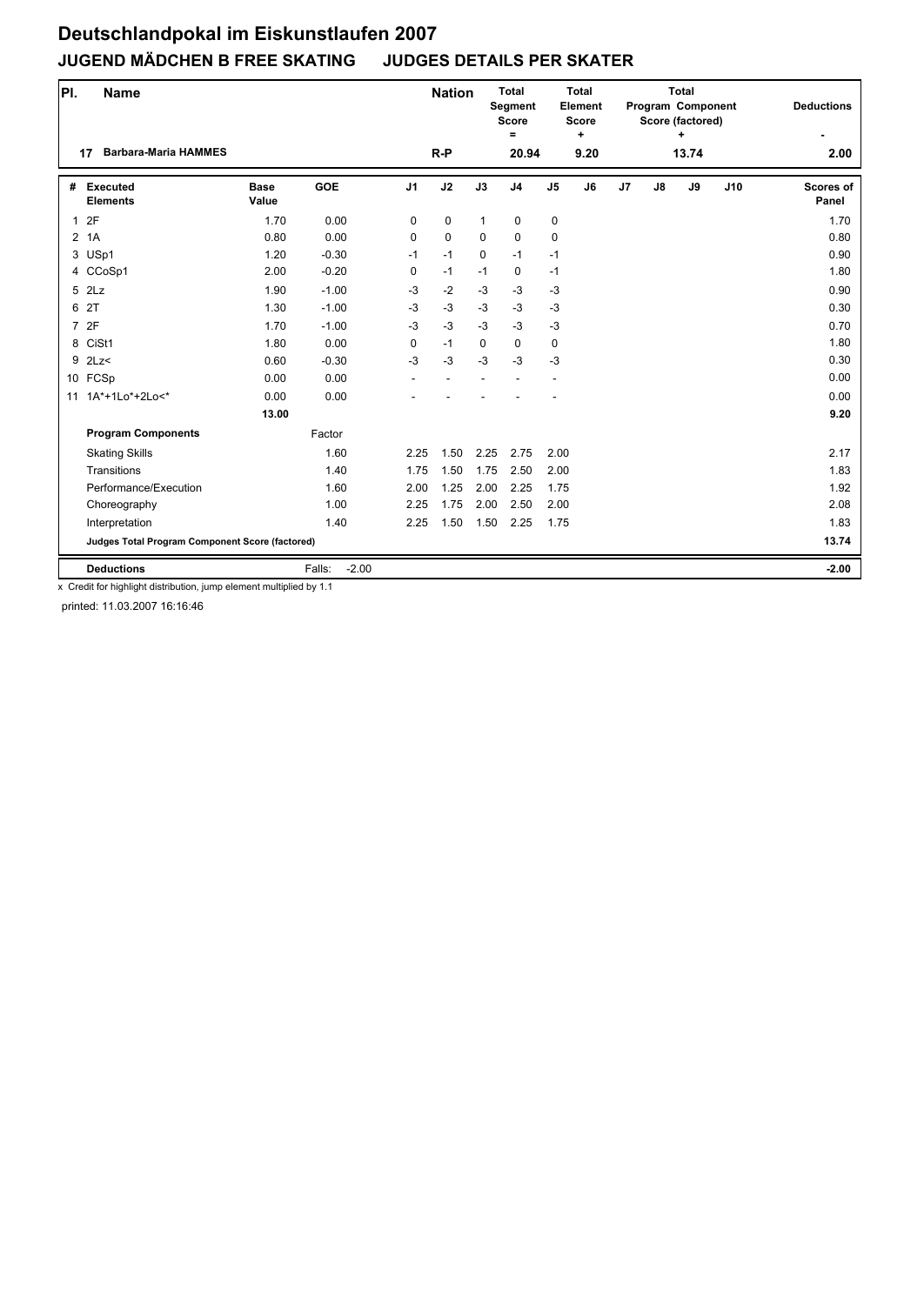# Deutschlandpokal im Eiskunstlaufen 2007

## JUGEND MÄDCHEN B FREE SKATING JUDGES DETAILS PER SKATER

| Pl. | Name | Nation | Total Segment Score = | Total Element Score + | Total Program Component Score (factored) + | Deductions - |
|---|---|---|---|---|---|---|
| 17 | Barbara-Maria HAMMES | R-P | 20.94 | 9.20 | 13.74 | 2.00 |

| # | Executed Elements | Base Value | GOE | J1 | J2 | J3 | J4 | J5 | J6 | J7 | J8 | J9 | J10 | Scores of Panel |
|---|---|---|---|---|---|---|---|---|---|---|---|---|---|---|
| 1 | 2F | 1.70 | 0.00 | 0 | 0 | 1 | 0 | 0 | | | | | | 1.70 |
| 2 | 1A | 0.80 | 0.00 | 0 | 0 | 0 | 0 | 0 | | | | | | 0.80 |
| 3 | USp1 | 1.20 | -0.30 | -1 | -1 | 0 | -1 | -1 | | | | | | 0.90 |
| 4 | CCoSp1 | 2.00 | -0.20 | 0 | -1 | -1 | 0 | -1 | | | | | | 1.80 |
| 5 | 2Lz | 1.90 | -1.00 | -3 | -2 | -3 | -3 | -3 | | | | | | 0.90 |
| 6 | 2T | 1.30 | -1.00 | -3 | -3 | -3 | -3 | -3 | | | | | | 0.30 |
| 7 | 2F | 1.70 | -1.00 | -3 | -3 | -3 | -3 | -3 | | | | | | 0.70 |
| 8 | CiSt1 | 1.80 | 0.00 | 0 | -1 | 0 | 0 | 0 | | | | | | 1.80 |
| 9 | 2Lz< | 0.60 | -0.30 | -3 | -3 | -3 | -3 | -3 | | | | | | 0.30 |
| 10 | FCSp | 0.00 | 0.00 | - | - | - | - | - | | | | | | 0.00 |
| 11 | 1A*+1Lo*+2Lo<* | 0.00 | 0.00 | - | - | - | - | - | | | | | | 0.00 |
| | | 13.00 | | | | | | | | | | | | 9.20 |
| | **Program Components** | | Factor | | | | | | | | | | | |
| | Skating Skills | | 1.60 | 2.25 | 1.50 | 2.25 | 2.75 | 2.00 | | | | | | 2.17 |
| | Transitions | | 1.40 | 1.75 | 1.50 | 1.75 | 2.50 | 2.00 | | | | | | 1.83 |
| | Performance/Execution | | 1.60 | 2.00 | 1.25 | 2.00 | 2.25 | 1.75 | | | | | | 1.92 |
| | Choreography | | 1.00 | 2.25 | 1.75 | 2.00 | 2.50 | 2.00 | | | | | | 2.08 |
| | Interpretation | | 1.40 | 2.25 | 1.50 | 1.50 | 2.25 | 1.75 | | | | | | 1.83 |
| | **Judges Total Program Component Score (factored)** | | | | | | | | | | | | | 13.74 |
| | **Deductions** | | Falls: -2.00 | | | | | | | | | | | -2.00 |

x Credit for highlight distribution, jump element multiplied by 1.1

printed: 11.03.2007 16:16:46